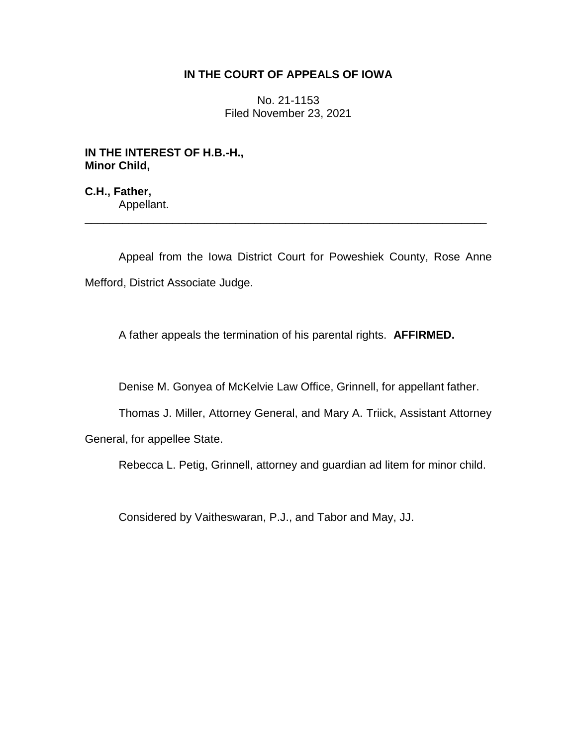**IN THE COURT OF APPEALS OF IOWA**

No. 21-1153
Filed November 23, 2021

**IN THE INTEREST OF H.B.-H., Minor Child,**

**C.H., Father,**
Appellant.

---

Appeal from the Iowa District Court for Poweshiek County, Rose Anne Mefford, District Associate Judge.

A father appeals the termination of his parental rights. **AFFIRMED.**

Denise M. Gonyea of McKelvie Law Office, Grinnell, for appellant father.

Thomas J. Miller, Attorney General, and Mary A. Triick, Assistant Attorney General, for appellee State.

Rebecca L. Petig, Grinnell, attorney and guardian ad litem for minor child.

Considered by Vaitheswaran, P.J., and Tabor and May, JJ.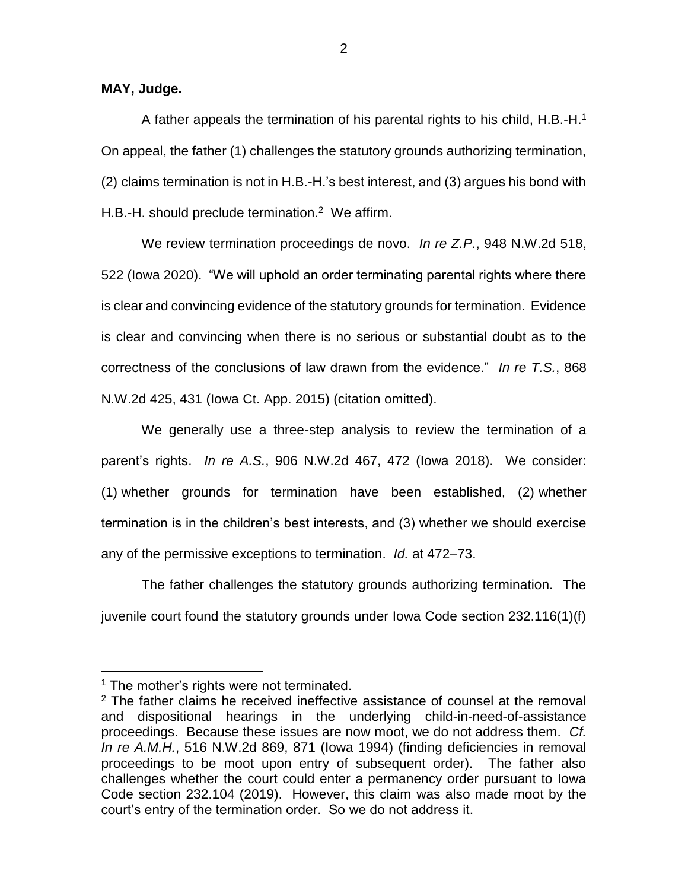**MAY, Judge.**

A father appeals the termination of his parental rights to his child, H.B.-H.[1] On appeal, the father (1) challenges the statutory grounds authorizing termination, (2) claims termination is not in H.B.-H.'s best interest, and (3) argues his bond with H.B.-H. should preclude termination.[2] We affirm.

We review termination proceedings de novo. *In re Z.P.*, 948 N.W.2d 518, 522 (Iowa 2020). "We will uphold an order terminating parental rights where there is clear and convincing evidence of the statutory grounds for termination. Evidence is clear and convincing when there is no serious or substantial doubt as to the correctness of the conclusions of law drawn from the evidence." *In re T.S.*, 868 N.W.2d 425, 431 (Iowa Ct. App. 2015) (citation omitted).

We generally use a three-step analysis to review the termination of a parent's rights. *In re A.S.*, 906 N.W.2d 467, 472 (Iowa 2018). We consider: (1) whether grounds for termination have been established, (2) whether termination is in the children's best interests, and (3) whether we should exercise any of the permissive exceptions to termination. *Id.* at 472–73.

The father challenges the statutory grounds authorizing termination. The juvenile court found the statutory grounds under Iowa Code section 232.116(1)(f)

---

[1] The mother's rights were not terminated.

[2] The father claims he received ineffective assistance of counsel at the removal and dispositional hearings in the underlying child-in-need-of-assistance proceedings. Because these issues are now moot, we do not address them. *Cf. In re A.M.H.*, 516 N.W.2d 869, 871 (Iowa 1994) (finding deficiencies in removal proceedings to be moot upon entry of subsequent order). The father also challenges whether the court could enter a permanency order pursuant to Iowa Code section 232.104 (2019). However, this claim was also made moot by the court's entry of the termination order. So we do not address it.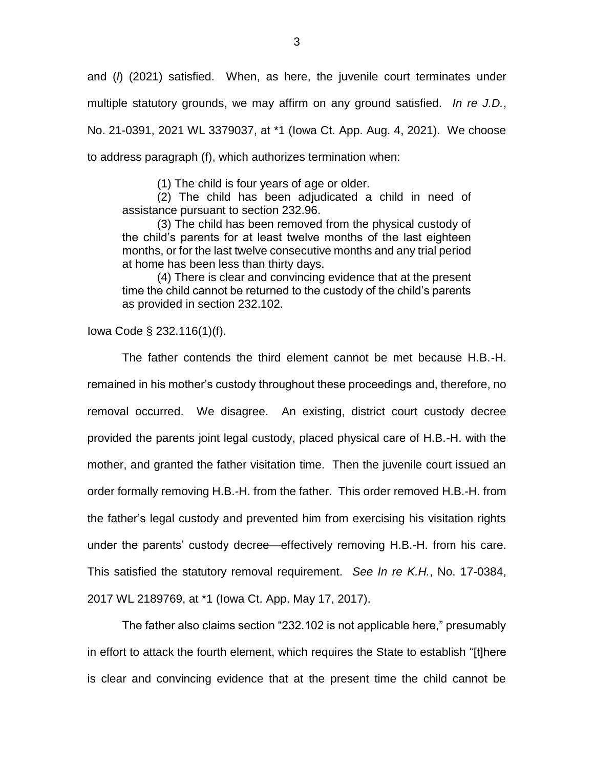and (*l*) (2021) satisfied. When, as here, the juvenile court terminates under multiple statutory grounds, we may affirm on any ground satisfied. *In re J.D.*, No. 21-0391, 2021 WL 3379037, at *1 (Iowa Ct. App. Aug. 4, 2021). We choose to address paragraph (f), which authorizes termination when:

> (1) The child is four years of age or older.
>
> (2) The child has been adjudicated a child in need of assistance pursuant to section 232.96.
>
> (3) The child has been removed from the physical custody of the child's parents for at least twelve months of the last eighteen months, or for the last twelve consecutive months and any trial period at home has been less than thirty days.
>
> (4) There is clear and convincing evidence that at the present time the child cannot be returned to the custody of the child's parents as provided in section 232.102.

Iowa Code § 232.116(1)(f).

The father contends the third element cannot be met because H.B.-H. remained in his mother's custody throughout these proceedings and, therefore, no removal occurred. We disagree. An existing, district court custody decree provided the parents joint legal custody, placed physical care of H.B.-H. with the mother, and granted the father visitation time. Then the juvenile court issued an order formally removing H.B.-H. from the father. This order removed H.B.-H. from the father's legal custody and prevented him from exercising his visitation rights under the parents' custody decree—effectively removing H.B.-H. from his care. This satisfied the statutory removal requirement. *See In re K.H.*, No. 17-0384, 2017 WL 2189769, at *1 (Iowa Ct. App. May 17, 2017).

The father also claims section "232.102 is not applicable here," presumably in effort to attack the fourth element, which requires the State to establish "[t]here is clear and convincing evidence that at the present time the child cannot be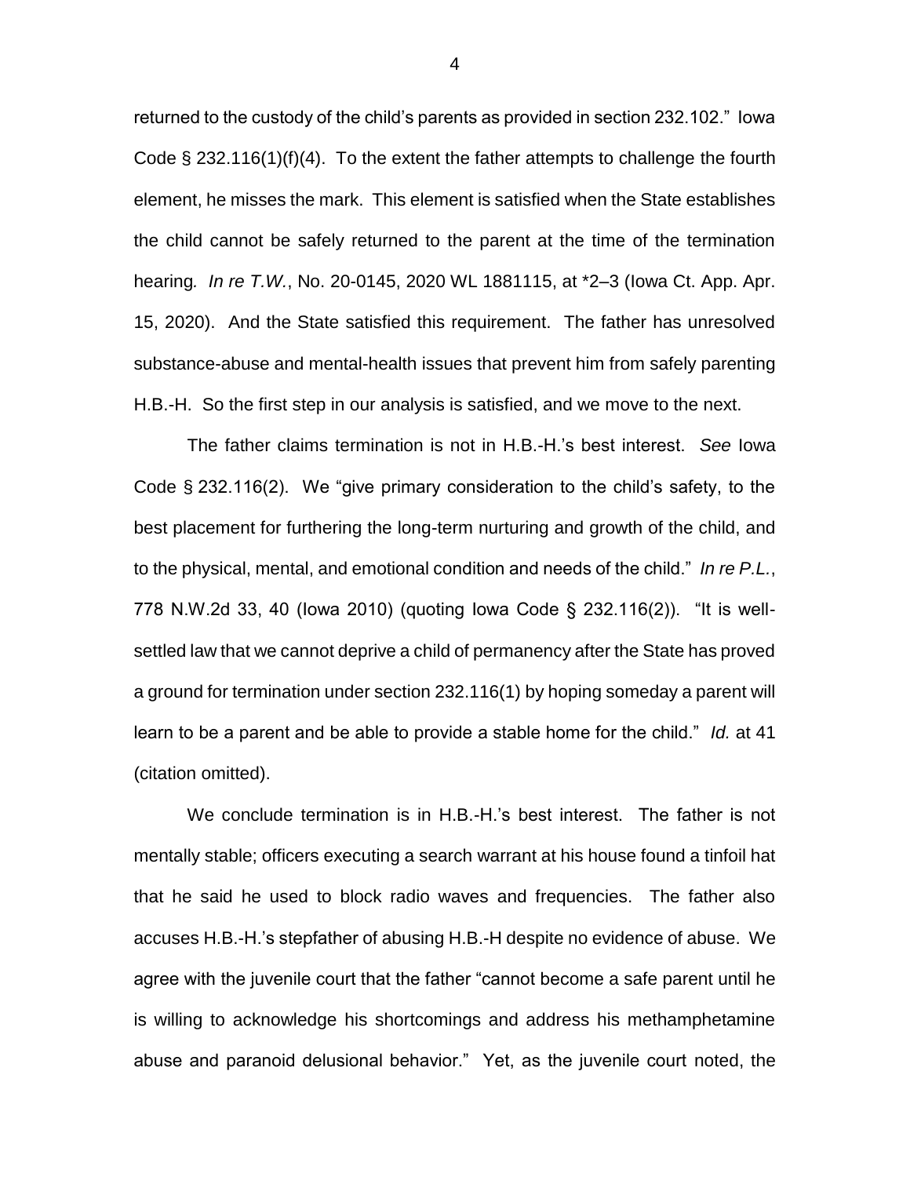returned to the custody of the child's parents as provided in section 232.102." Iowa Code § 232.116(1)(f)(4). To the extent the father attempts to challenge the fourth element, he misses the mark. This element is satisfied when the State establishes the child cannot be safely returned to the parent at the time of the termination hearing. *In re T.W.*, No. 20-0145, 2020 WL 1881115, at *2–3 (Iowa Ct. App. Apr. 15, 2020). And the State satisfied this requirement. The father has unresolved substance-abuse and mental-health issues that prevent him from safely parenting H.B.-H. So the first step in our analysis is satisfied, and we move to the next.

The father claims termination is not in H.B.-H.'s best interest. *See* Iowa Code § 232.116(2). We "give primary consideration to the child's safety, to the best placement for furthering the long-term nurturing and growth of the child, and to the physical, mental, and emotional condition and needs of the child." *In re P.L.*, 778 N.W.2d 33, 40 (Iowa 2010) (quoting Iowa Code § 232.116(2)). "It is well-settled law that we cannot deprive a child of permanency after the State has proved a ground for termination under section 232.116(1) by hoping someday a parent will learn to be a parent and be able to provide a stable home for the child." *Id.* at 41 (citation omitted).

We conclude termination is in H.B.-H.'s best interest. The father is not mentally stable; officers executing a search warrant at his house found a tinfoil hat that he said he used to block radio waves and frequencies. The father also accuses H.B.-H.'s stepfather of abusing H.B.-H despite no evidence of abuse. We agree with the juvenile court that the father "cannot become a safe parent until he is willing to acknowledge his shortcomings and address his methamphetamine abuse and paranoid delusional behavior." Yet, as the juvenile court noted, the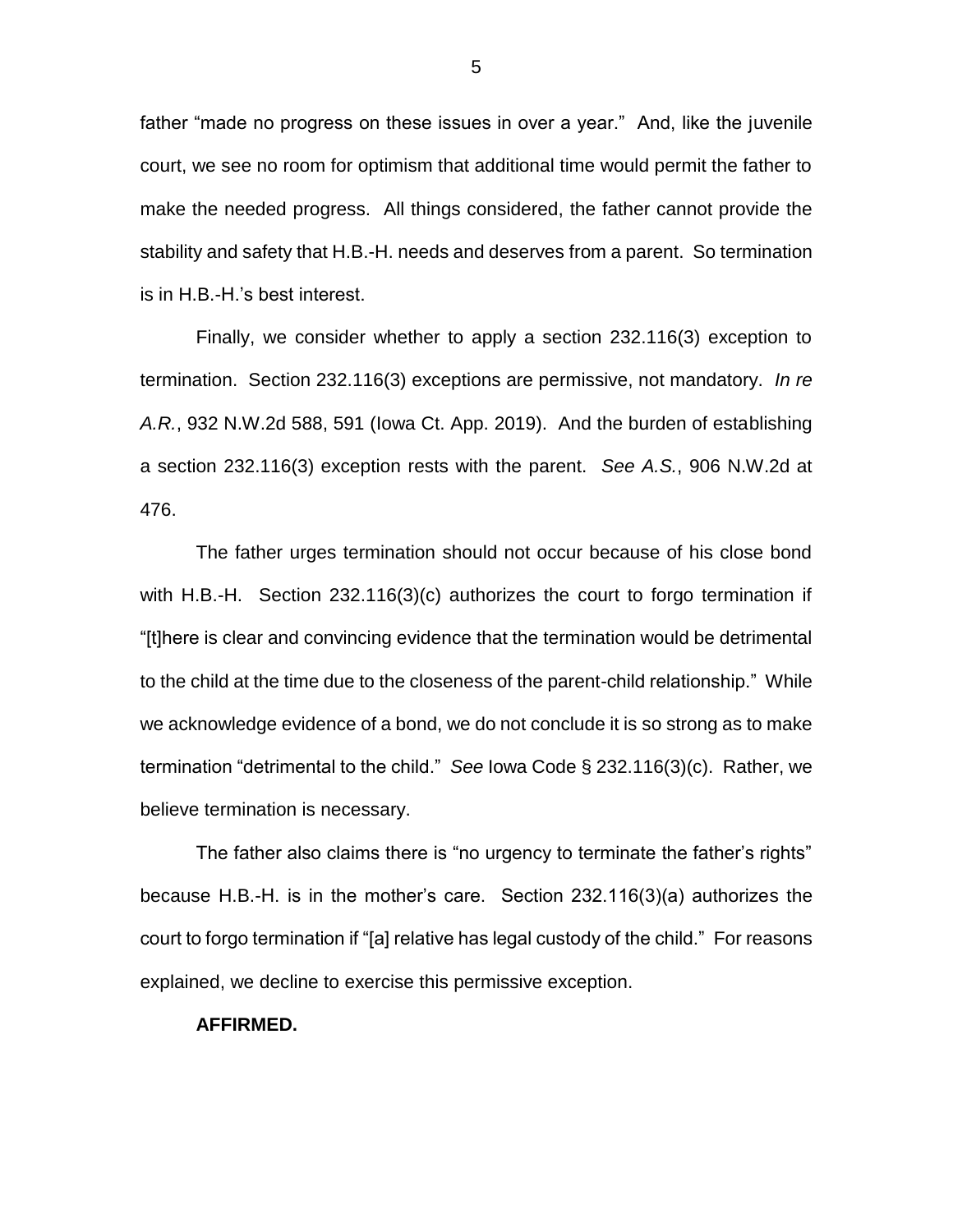father "made no progress on these issues in over a year." And, like the juvenile court, we see no room for optimism that additional time would permit the father to make the needed progress. All things considered, the father cannot provide the stability and safety that H.B.-H. needs and deserves from a parent. So termination is in H.B.-H.'s best interest.

Finally, we consider whether to apply a section 232.116(3) exception to termination. Section 232.116(3) exceptions are permissive, not mandatory. *In re A.R.*, 932 N.W.2d 588, 591 (Iowa Ct. App. 2019). And the burden of establishing a section 232.116(3) exception rests with the parent. *See A.S.*, 906 N.W.2d at 476.

The father urges termination should not occur because of his close bond with H.B.-H. Section 232.116(3)(c) authorizes the court to forgo termination if "[t]here is clear and convincing evidence that the termination would be detrimental to the child at the time due to the closeness of the parent-child relationship." While we acknowledge evidence of a bond, we do not conclude it is so strong as to make termination "detrimental to the child." *See* Iowa Code § 232.116(3)(c). Rather, we believe termination is necessary.

The father also claims there is "no urgency to terminate the father's rights" because H.B.-H. is in the mother's care. Section 232.116(3)(a) authorizes the court to forgo termination if "[a] relative has legal custody of the child." For reasons explained, we decline to exercise this permissive exception.

**AFFIRMED.**